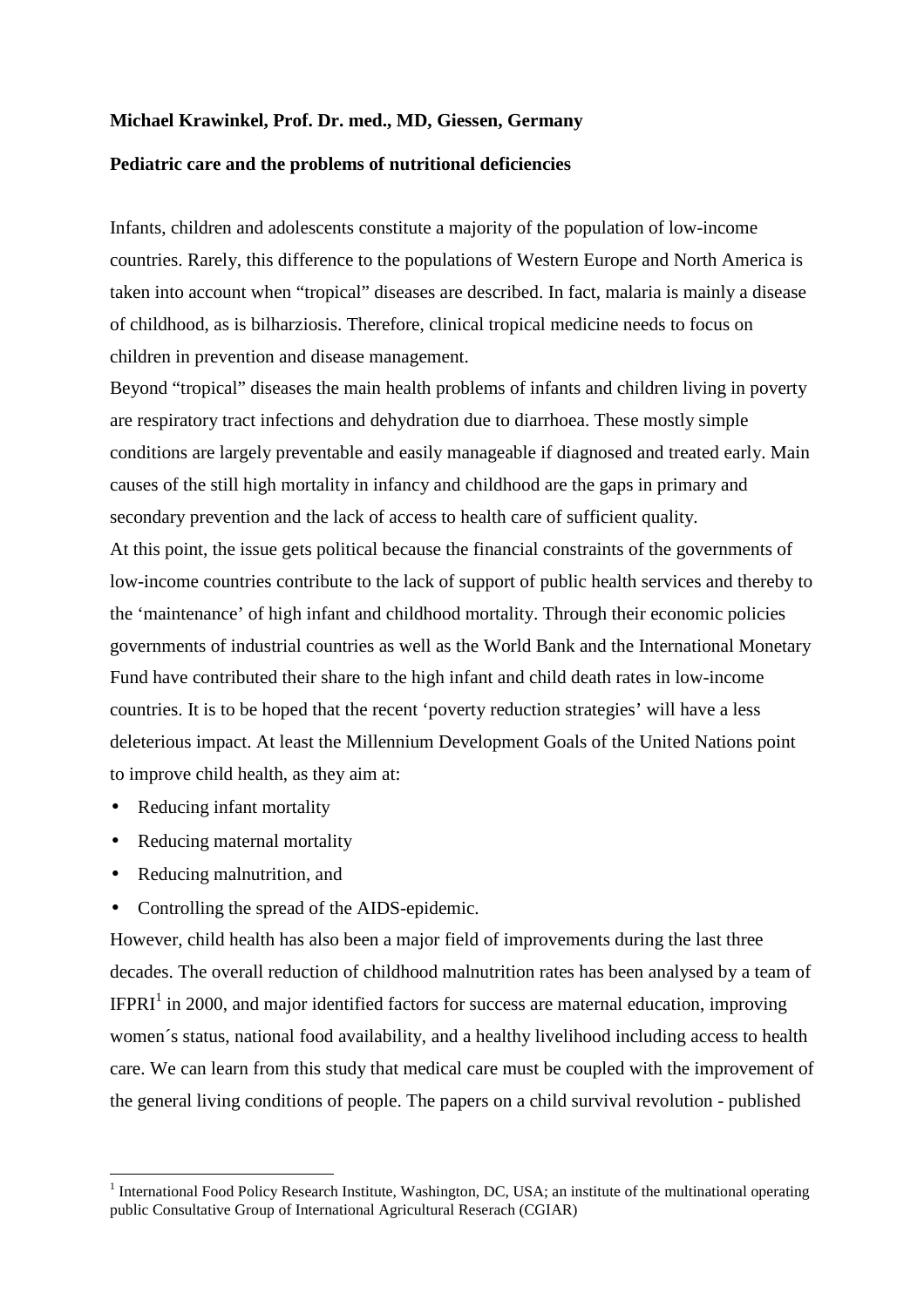**Michael Krawinkel, Prof. Dr. med., MD, Giessen, Germany**

**Pediatric care and the problems of nutritional deficiencies**

Infants, children and adolescents constitute a majority of the population of low-income countries. Rarely, this difference to the populations of Western Europe and North America is taken into account when "tropical" diseases are described. In fact, malaria is mainly a disease of childhood, as is bilharziosis. Therefore, clinical tropical medicine needs to focus on children in prevention and disease management.

Beyond "tropical" diseases the main health problems of infants and children living in poverty are respiratory tract infections and dehydration due to diarrhoea. These mostly simple conditions are largely preventable and easily manageable if diagnosed and treated early. Main causes of the still high mortality in infancy and childhood are the gaps in primary and secondary prevention and the lack of access to health care of sufficient quality.

At this point, the issue gets political because the financial constraints of the governments of low-income countries contribute to the lack of support of public health services and thereby to the 'maintenance' of high infant and childhood mortality. Through their economic policies governments of industrial countries as well as the World Bank and the International Monetary Fund have contributed their share to the high infant and child death rates in low-income countries. It is to be hoped that the recent 'poverty reduction strategies' will have a less deleterious impact. At least the Millennium Development Goals of the United Nations point to improve child health, as they aim at:

- Reducing infant mortality
- Reducing maternal mortality
- Reducing malnutrition, and
- Controlling the spread of the AIDS-epidemic.

However, child health has also been a major field of improvements during the last three decades. The overall reduction of childhood malnutrition rates has been analysed by a team of IFPRI[1] in 2000, and major identified factors for success are maternal education, improving women´s status, national food availability, and a healthy livelihood including access to health care. We can learn from this study that medical care must be coupled with the improvement of the general living conditions of people. The papers on a child survival revolution - published

[1] International Food Policy Research Institute, Washington, DC, USA; an institute of the multinational operating public Consultative Group of International Agricultural Reserach (CGIAR)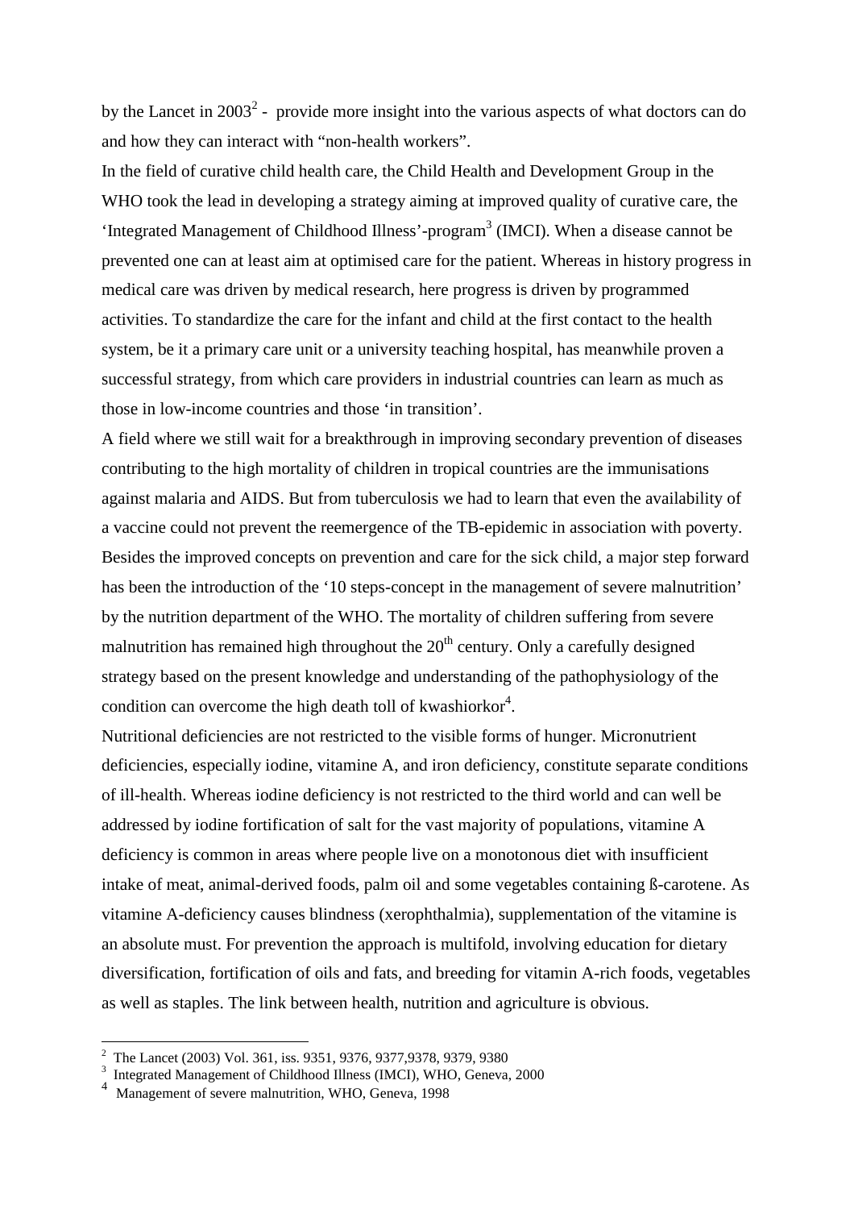by the Lancet in 2003[2] - provide more insight into the various aspects of what doctors can do and how they can interact with "non-health workers".

In the field of curative child health care, the Child Health and Development Group in the WHO took the lead in developing a strategy aiming at improved quality of curative care, the 'Integrated Management of Childhood Illness'-program[3] (IMCI). When a disease cannot be prevented one can at least aim at optimised care for the patient. Whereas in history progress in medical care was driven by medical research, here progress is driven by programmed activities. To standardize the care for the infant and child at the first contact to the health system, be it a primary care unit or a university teaching hospital, has meanwhile proven a successful strategy, from which care providers in industrial countries can learn as much as those in low-income countries and those 'in transition'.

A field where we still wait for a breakthrough in improving secondary prevention of diseases contributing to the high mortality of children in tropical countries are the immunisations against malaria and AIDS. But from tuberculosis we had to learn that even the availability of a vaccine could not prevent the reemergence of the TB-epidemic in association with poverty.

Besides the improved concepts on prevention and care for the sick child, a major step forward has been the introduction of the '10 steps-concept in the management of severe malnutrition' by the nutrition department of the WHO. The mortality of children suffering from severe malnutrition has remained high throughout the 20th century. Only a carefully designed strategy based on the present knowledge and understanding of the pathophysiology of the condition can overcome the high death toll of kwashiorkor[4].

Nutritional deficiencies are not restricted to the visible forms of hunger. Micronutrient deficiencies, especially iodine, vitamine A, and iron deficiency, constitute separate conditions of ill-health. Whereas iodine deficiency is not restricted to the third world and can well be addressed by iodine fortification of salt for the vast majority of populations, vitamine A deficiency is common in areas where people live on a monotonous diet with insufficient intake of meat, animal-derived foods, palm oil and some vegetables containing ß-carotene. As vitamine A-deficiency causes blindness (xerophthalmia), supplementation of the vitamine is an absolute must. For prevention the approach is multifold, involving education for dietary diversification, fortification of oils and fats, and breeding for vitamin A-rich foods, vegetables as well as staples. The link between health, nutrition and agriculture is obvious.

---

[2] The Lancet (2003) Vol. 361, iss. 9351, 9376, 9377,9378, 9379, 9380

[3] Integrated Management of Childhood Illness (IMCI), WHO, Geneva, 2000

[4] Management of severe malnutrition, WHO, Geneva, 1998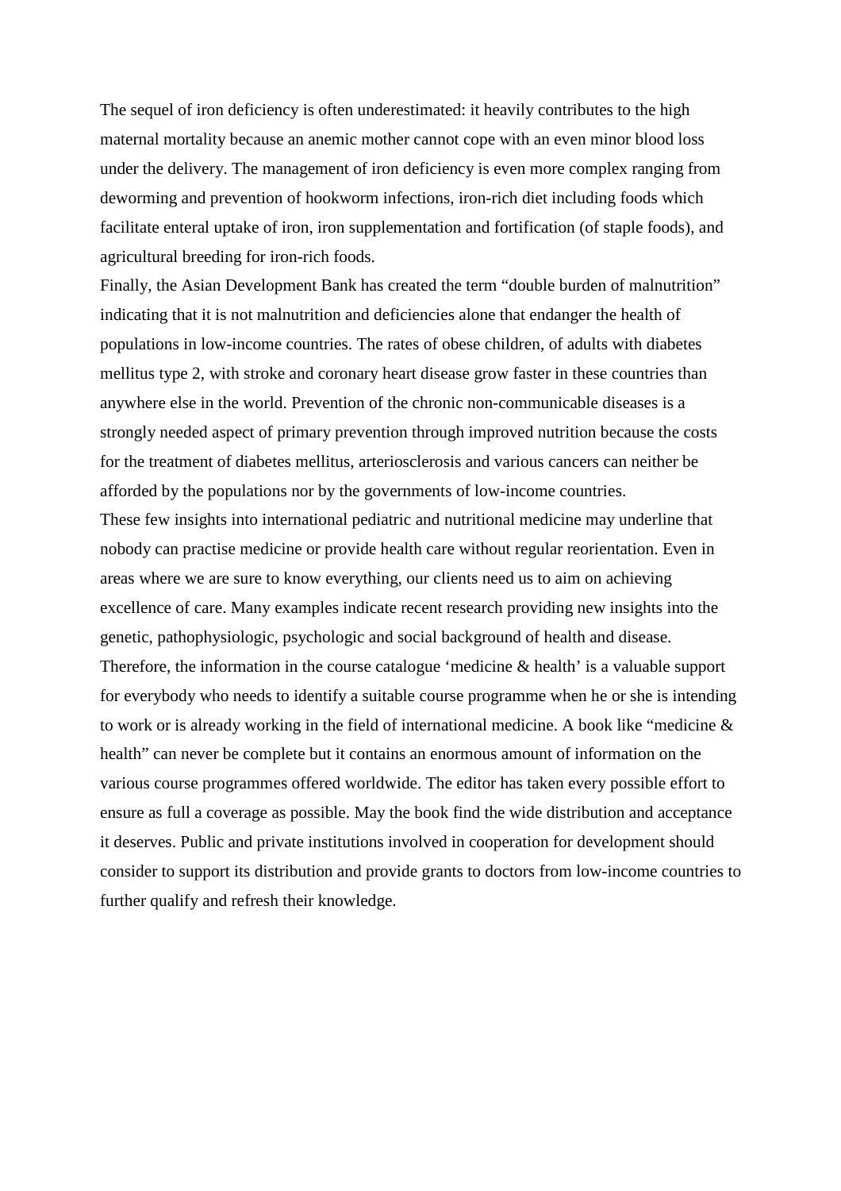The sequel of iron deficiency is often underestimated: it heavily contributes to the high maternal mortality because an anemic mother cannot cope with an even minor blood loss under the delivery. The management of iron deficiency is even more complex ranging from deworming and prevention of hookworm infections, iron-rich diet including foods which facilitate enteral uptake of iron, iron supplementation and fortification (of staple foods), and agricultural breeding for iron-rich foods.

Finally, the Asian Development Bank has created the term “double burden of malnutrition” indicating that it is not malnutrition and deficiencies alone that endanger the health of populations in low-income countries. The rates of obese children, of adults with diabetes mellitus type 2, with stroke and coronary heart disease grow faster in these countries than anywhere else in the world. Prevention of the chronic non-communicable diseases is a strongly needed aspect of primary prevention through improved nutrition because the costs for the treatment of diabetes mellitus, arteriosclerosis and various cancers can neither be afforded by the populations nor by the governments of low-income countries.

These few insights into international pediatric and nutritional medicine may underline that nobody can practise medicine or provide health care without regular reorientation. Even in areas where we are sure to know everything, our clients need us to aim on achieving excellence of care. Many examples indicate recent research providing new insights into the genetic, pathophysiologic, psychologic and social background of health and disease. Therefore, the information in the course catalogue ‘medicine & health’ is a valuable support for everybody who needs to identify a suitable course programme when he or she is intending to work or is already working in the field of international medicine. A book like “medicine & health” can never be complete but it contains an enormous amount of information on the various course programmes offered worldwide. The editor has taken every possible effort to ensure as full a coverage as possible. May the book find the wide distribution and acceptance it deserves. Public and private institutions involved in cooperation for development should consider to support its distribution and provide grants to doctors from low-income countries to further qualify and refresh their knowledge.